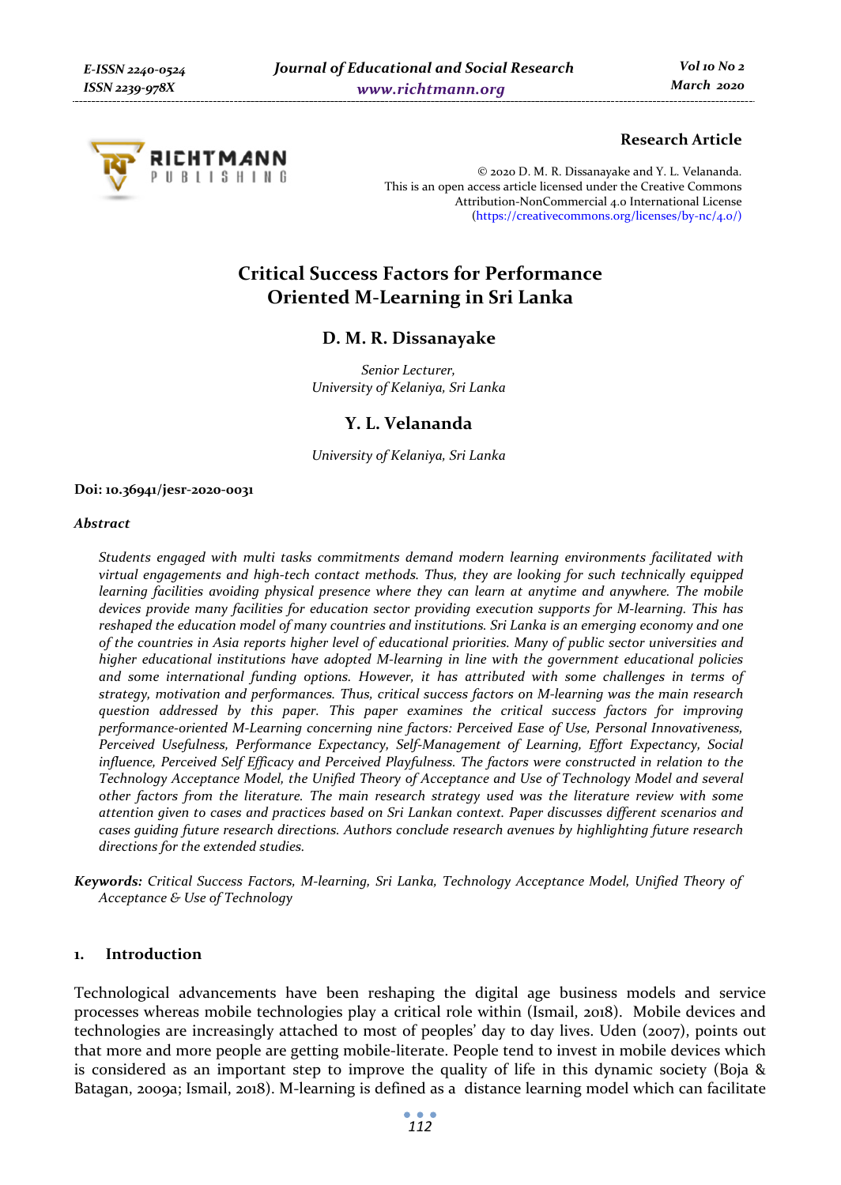**Research Article**

© 2020 D. M. R. Dissanayake and Y. L. Velananda.
This is an open access article licensed under the Creative Commons Attribution-NonCommercial 4.0 International License (https://creativecommons.org/licenses/by-nc/4.0/)

# Critical Success Factors for Performance Oriented M-Learning in Sri Lanka

## D. M. R. Dissanayake

*Senior Lecturer,*
*University of Kelaniya, Sri Lanka*

## Y. L. Velananda

*University of Kelaniya, Sri Lanka*

**Doi: 10.36941/jesr-2020-0031**

***Abstract***

*Students engaged with multi tasks commitments demand modern learning environments facilitated with virtual engagements and high-tech contact methods. Thus, they are looking for such technically equipped learning facilities avoiding physical presence where they can learn at anytime and anywhere. The mobile devices provide many facilities for education sector providing execution supports for M-learning. This has reshaped the education model of many countries and institutions. Sri Lanka is an emerging economy and one of the countries in Asia reports higher level of educational priorities. Many of public sector universities and higher educational institutions have adopted M-learning in line with the government educational policies and some international funding options. However, it has attributed with some challenges in terms of strategy, motivation and performances. Thus, critical success factors on M-learning was the main research question addressed by this paper. This paper examines the critical success factors for improving performance-oriented M-Learning concerning nine factors: Perceived Ease of Use, Personal Innovativeness, Perceived Usefulness, Performance Expectancy, Self-Management of Learning, Effort Expectancy, Social influence, Perceived Self Efficacy and Perceived Playfulness. The factors were constructed in relation to the Technology Acceptance Model, the Unified Theory of Acceptance and Use of Technology Model and several other factors from the literature. The main research strategy used was the literature review with some attention given to cases and practices based on Sri Lankan context. Paper discusses different scenarios and cases guiding future research directions. Authors conclude research avenues by highlighting future research directions for the extended studies.*

**Keywords:** *Critical Success Factors, M-learning, Sri Lanka, Technology Acceptance Model, Unified Theory of Acceptance & Use of Technology*

## 1. Introduction

Technological advancements have been reshaping the digital age business models and service processes whereas mobile technologies play a critical role within (Ismail, 2018). Mobile devices and technologies are increasingly attached to most of peoples' day to day lives. Uden (2007), points out that more and more people are getting mobile-literate. People tend to invest in mobile devices which is considered as an important step to improve the quality of life in this dynamic society (Boja & Batagan, 2009a; Ismail, 2018). M-learning is defined as a distance learning model which can facilitate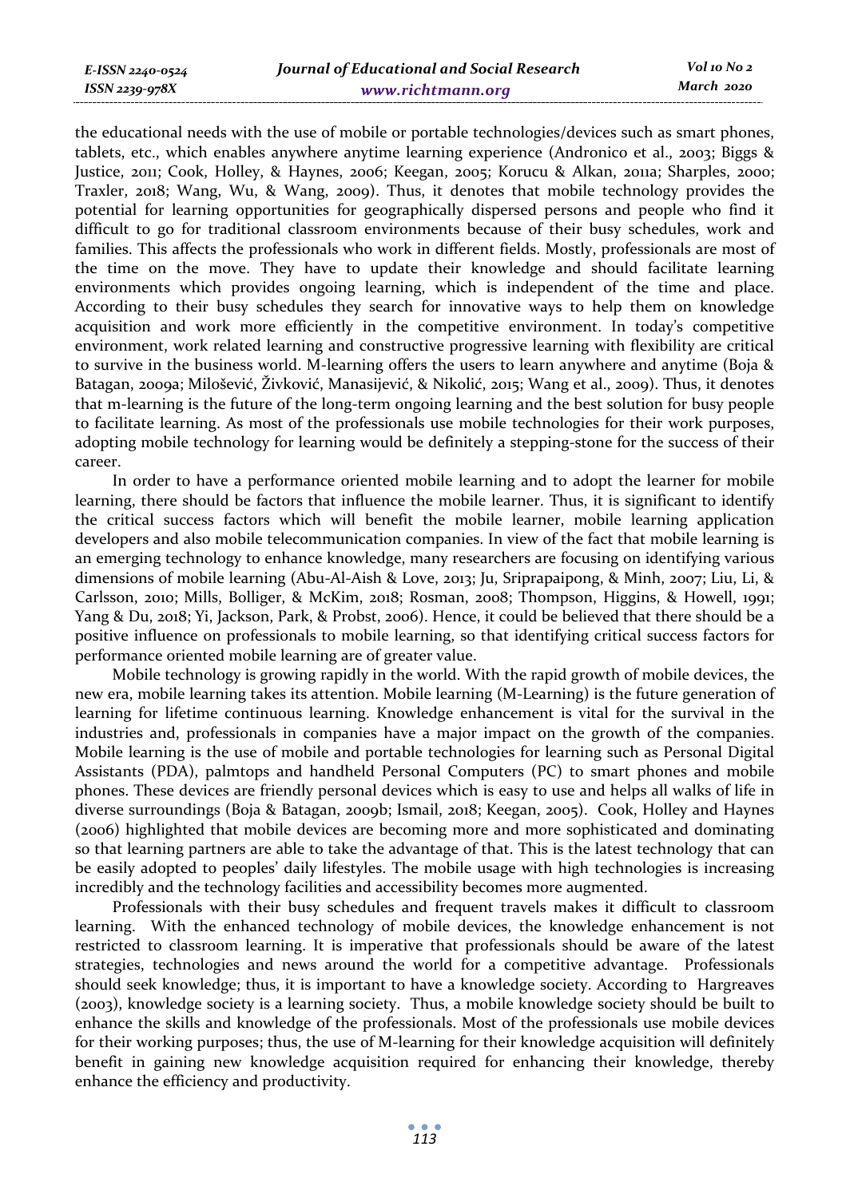the educational needs with the use of mobile or portable technologies/devices such as smart phones, tablets, etc., which enables anywhere anytime learning experience (Andronico et al., 2003; Biggs & Justice, 2011; Cook, Holley, & Haynes, 2006; Keegan, 2005; Korucu & Alkan, 2011a; Sharples, 2000; Traxler, 2018; Wang, Wu, & Wang, 2009). Thus, it denotes that mobile technology provides the potential for learning opportunities for geographically dispersed persons and people who find it difficult to go for traditional classroom environments because of their busy schedules, work and families. This affects the professionals who work in different fields. Mostly, professionals are most of the time on the move. They have to update their knowledge and should facilitate learning environments which provides ongoing learning, which is independent of the time and place. According to their busy schedules they search for innovative ways to help them on knowledge acquisition and work more efficiently in the competitive environment. In today's competitive environment, work related learning and constructive progressive learning with flexibility are critical to survive in the business world. M-learning offers the users to learn anywhere and anytime (Boja & Batagan, 2009a; Milošević, Živković, Manasijević, & Nikolić, 2015; Wang et al., 2009). Thus, it denotes that m-learning is the future of the long-term ongoing learning and the best solution for busy people to facilitate learning. As most of the professionals use mobile technologies for their work purposes, adopting mobile technology for learning would be definitely a stepping-stone for the success of their career.

In order to have a performance oriented mobile learning and to adopt the learner for mobile learning, there should be factors that influence the mobile learner. Thus, it is significant to identify the critical success factors which will benefit the mobile learner, mobile learning application developers and also mobile telecommunication companies. In view of the fact that mobile learning is an emerging technology to enhance knowledge, many researchers are focusing on identifying various dimensions of mobile learning (Abu-Al-Aish & Love, 2013; Ju, Sriprapaipong, & Minh, 2007; Liu, Li, & Carlsson, 2010; Mills, Bolliger, & McKim, 2018; Rosman, 2008; Thompson, Higgins, & Howell, 1991; Yang & Du, 2018; Yi, Jackson, Park, & Probst, 2006). Hence, it could be believed that there should be a positive influence on professionals to mobile learning, so that identifying critical success factors for performance oriented mobile learning are of greater value.

Mobile technology is growing rapidly in the world. With the rapid growth of mobile devices, the new era, mobile learning takes its attention. Mobile learning (M-Learning) is the future generation of learning for lifetime continuous learning. Knowledge enhancement is vital for the survival in the industries and, professionals in companies have a major impact on the growth of the companies. Mobile learning is the use of mobile and portable technologies for learning such as Personal Digital Assistants (PDA), palmtops and handheld Personal Computers (PC) to smart phones and mobile phones. These devices are friendly personal devices which is easy to use and helps all walks of life in diverse surroundings (Boja & Batagan, 2009b; Ismail, 2018; Keegan, 2005). Cook, Holley and Haynes (2006) highlighted that mobile devices are becoming more and more sophisticated and dominating so that learning partners are able to take the advantage of that. This is the latest technology that can be easily adopted to peoples' daily lifestyles. The mobile usage with high technologies is increasing incredibly and the technology facilities and accessibility becomes more augmented.

Professionals with their busy schedules and frequent travels makes it difficult to classroom learning. With the enhanced technology of mobile devices, the knowledge enhancement is not restricted to classroom learning. It is imperative that professionals should be aware of the latest strategies, technologies and news around the world for a competitive advantage. Professionals should seek knowledge; thus, it is important to have a knowledge society. According to Hargreaves (2003), knowledge society is a learning society. Thus, a mobile knowledge society should be built to enhance the skills and knowledge of the professionals. Most of the professionals use mobile devices for their working purposes; thus, the use of M-learning for their knowledge acquisition will definitely benefit in gaining new knowledge acquisition required for enhancing their knowledge, thereby enhance the efficiency and productivity.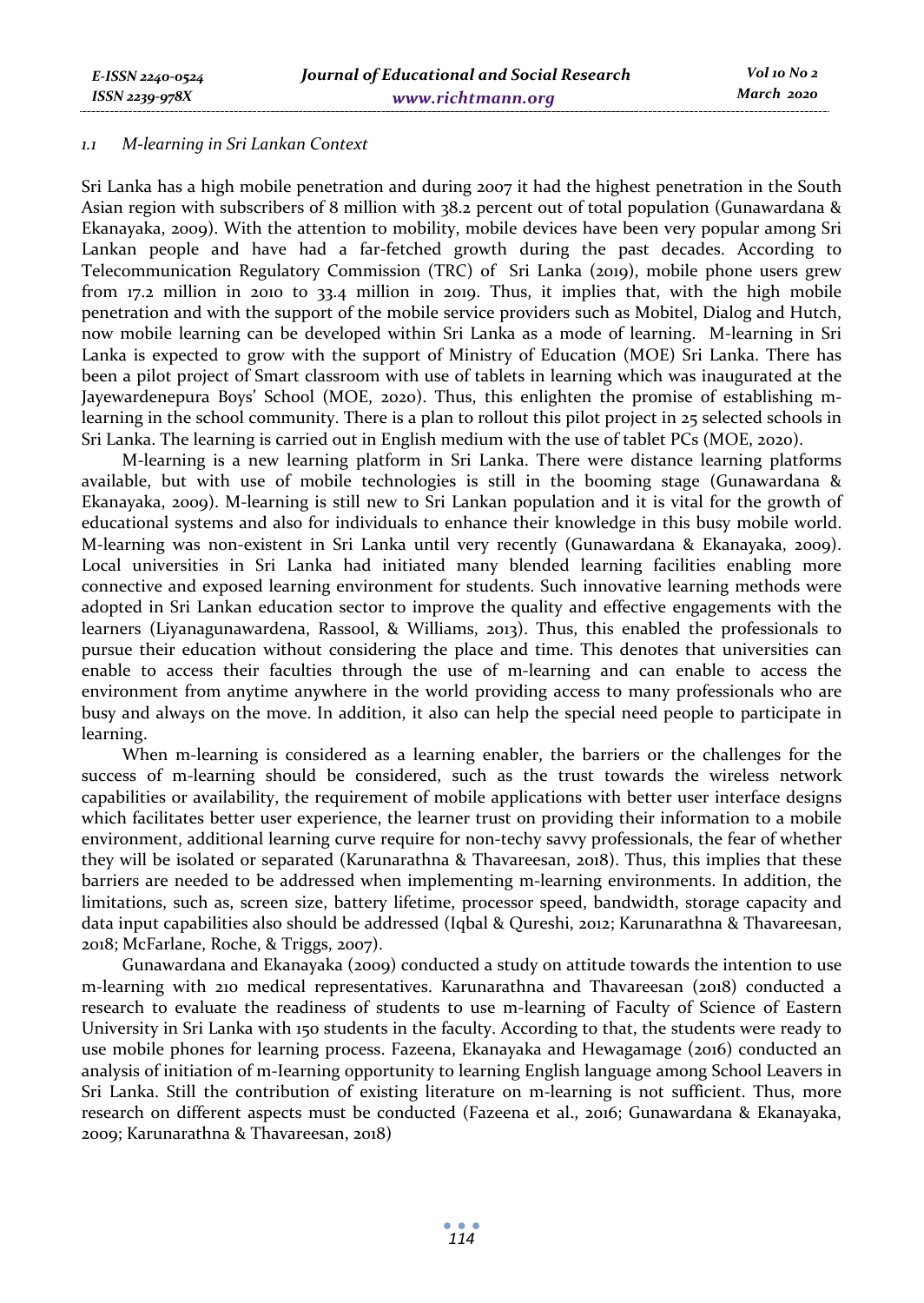### *1.1 M-learning in Sri Lankan Context*

Sri Lanka has a high mobile penetration and during 2007 it had the highest penetration in the South Asian region with subscribers of 8 million with 38.2 percent out of total population (Gunawardana & Ekanayaka, 2009). With the attention to mobility, mobile devices have been very popular among Sri Lankan people and have had a far-fetched growth during the past decades. According to Telecommunication Regulatory Commission (TRC) of Sri Lanka (2019), mobile phone users grew from 17.2 million in 2010 to 33.4 million in 2019. Thus, it implies that, with the high mobile penetration and with the support of the mobile service providers such as Mobitel, Dialog and Hutch, now mobile learning can be developed within Sri Lanka as a mode of learning. M-learning in Sri Lanka is expected to grow with the support of Ministry of Education (MOE) Sri Lanka. There has been a pilot project of Smart classroom with use of tablets in learning which was inaugurated at the Jayewardenepura Boys' School (MOE, 2020). Thus, this enlighten the promise of establishing m-learning in the school community. There is a plan to rollout this pilot project in 25 selected schools in Sri Lanka. The learning is carried out in English medium with the use of tablet PCs (MOE, 2020).

M-learning is a new learning platform in Sri Lanka. There were distance learning platforms available, but with use of mobile technologies is still in the booming stage (Gunawardana & Ekanayaka, 2009). M-learning is still new to Sri Lankan population and it is vital for the growth of educational systems and also for individuals to enhance their knowledge in this busy mobile world. M-learning was non-existent in Sri Lanka until very recently (Gunawardana & Ekanayaka, 2009). Local universities in Sri Lanka had initiated many blended learning facilities enabling more connective and exposed learning environment for students. Such innovative learning methods were adopted in Sri Lankan education sector to improve the quality and effective engagements with the learners (Liyanagunawardena, Rassool, & Williams, 2013). Thus, this enabled the professionals to pursue their education without considering the place and time. This denotes that universities can enable to access their faculties through the use of m-learning and can enable to access the environment from anytime anywhere in the world providing access to many professionals who are busy and always on the move. In addition, it also can help the special need people to participate in learning.

When m-learning is considered as a learning enabler, the barriers or the challenges for the success of m-learning should be considered, such as the trust towards the wireless network capabilities or availability, the requirement of mobile applications with better user interface designs which facilitates better user experience, the learner trust on providing their information to a mobile environment, additional learning curve require for non-techy savvy professionals, the fear of whether they will be isolated or separated (Karunarathna & Thavareesan, 2018). Thus, this implies that these barriers are needed to be addressed when implementing m-learning environments. In addition, the limitations, such as, screen size, battery lifetime, processor speed, bandwidth, storage capacity and data input capabilities also should be addressed (Iqbal & Qureshi, 2012; Karunarathna & Thavareesan, 2018; McFarlane, Roche, & Triggs, 2007).

Gunawardana and Ekanayaka (2009) conducted a study on attitude towards the intention to use m-learning with 210 medical representatives. Karunarathna and Thavareesan (2018) conducted a research to evaluate the readiness of students to use m-learning of Faculty of Science of Eastern University in Sri Lanka with 150 students in the faculty. According to that, the students were ready to use mobile phones for learning process. Fazeena, Ekanayaka and Hewagamage (2016) conducted an analysis of initiation of m-learning opportunity to learning English language among School Leavers in Sri Lanka. Still the contribution of existing literature on m-learning is not sufficient. Thus, more research on different aspects must be conducted (Fazeena et al., 2016; Gunawardana & Ekanayaka, 2009; Karunarathna & Thavareesan, 2018)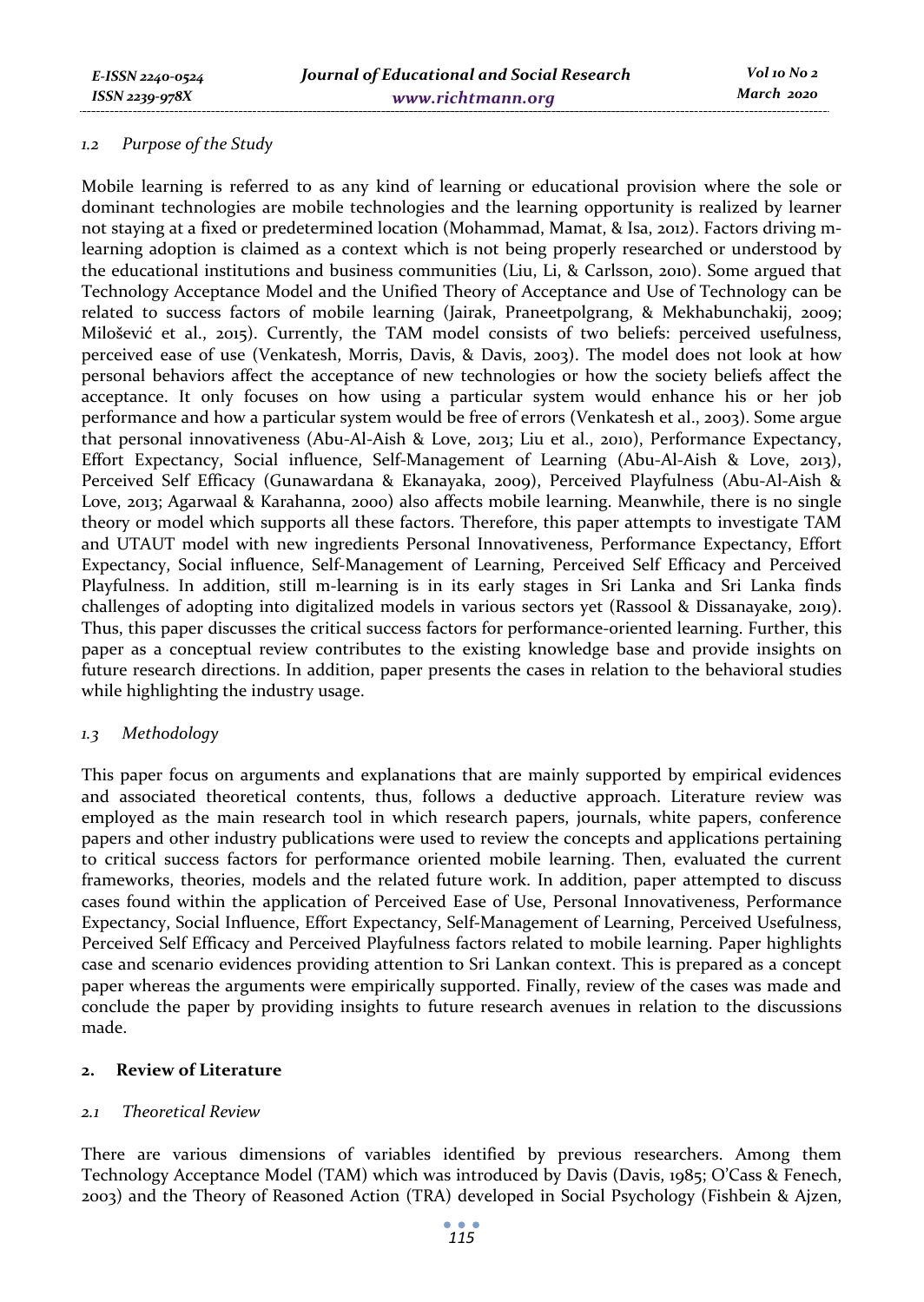### 1.2 Purpose of the Study

Mobile learning is referred to as any kind of learning or educational provision where the sole or dominant technologies are mobile technologies and the learning opportunity is realized by learner not staying at a fixed or predetermined location (Mohammad, Mamat, & Isa, 2012). Factors driving m-learning adoption is claimed as a context which is not being properly researched or understood by the educational institutions and business communities (Liu, Li, & Carlsson, 2010). Some argued that Technology Acceptance Model and the Unified Theory of Acceptance and Use of Technology can be related to success factors of mobile learning (Jairak, Praneetpolgrang, & Mekhabunchakij, 2009; Milošević et al., 2015). Currently, the TAM model consists of two beliefs: perceived usefulness, perceived ease of use (Venkatesh, Morris, Davis, & Davis, 2003). The model does not look at how personal behaviors affect the acceptance of new technologies or how the society beliefs affect the acceptance. It only focuses on how using a particular system would enhance his or her job performance and how a particular system would be free of errors (Venkatesh et al., 2003). Some argue that personal innovativeness (Abu-Al-Aish & Love, 2013; Liu et al., 2010), Performance Expectancy, Effort Expectancy, Social influence, Self-Management of Learning (Abu-Al-Aish & Love, 2013), Perceived Self Efficacy (Gunawardana & Ekanayaka, 2009), Perceived Playfulness (Abu-Al-Aish & Love, 2013; Agarwaal & Karahanna, 2000) also affects mobile learning. Meanwhile, there is no single theory or model which supports all these factors. Therefore, this paper attempts to investigate TAM and UTAUT model with new ingredients Personal Innovativeness, Performance Expectancy, Effort Expectancy, Social influence, Self-Management of Learning, Perceived Self Efficacy and Perceived Playfulness. In addition, still m-learning is in its early stages in Sri Lanka and Sri Lanka finds challenges of adopting into digitalized models in various sectors yet (Rassool & Dissanayake, 2019). Thus, this paper discusses the critical success factors for performance-oriented learning. Further, this paper as a conceptual review contributes to the existing knowledge base and provide insights on future research directions. In addition, paper presents the cases in relation to the behavioral studies while highlighting the industry usage.

### 1.3 Methodology

This paper focus on arguments and explanations that are mainly supported by empirical evidences and associated theoretical contents, thus, follows a deductive approach. Literature review was employed as the main research tool in which research papers, journals, white papers, conference papers and other industry publications were used to review the concepts and applications pertaining to critical success factors for performance oriented mobile learning. Then, evaluated the current frameworks, theories, models and the related future work. In addition, paper attempted to discuss cases found within the application of Perceived Ease of Use, Personal Innovativeness, Performance Expectancy, Social Influence, Effort Expectancy, Self-Management of Learning, Perceived Usefulness, Perceived Self Efficacy and Perceived Playfulness factors related to mobile learning. Paper highlights case and scenario evidences providing attention to Sri Lankan context. This is prepared as a concept paper whereas the arguments were empirically supported. Finally, review of the cases was made and conclude the paper by providing insights to future research avenues in relation to the discussions made.

## 2. Review of Literature

### 2.1 Theoretical Review

There are various dimensions of variables identified by previous researchers. Among them Technology Acceptance Model (TAM) which was introduced by Davis (Davis, 1985; O'Cass & Fenech, 2003) and the Theory of Reasoned Action (TRA) developed in Social Psychology (Fishbein & Ajzen,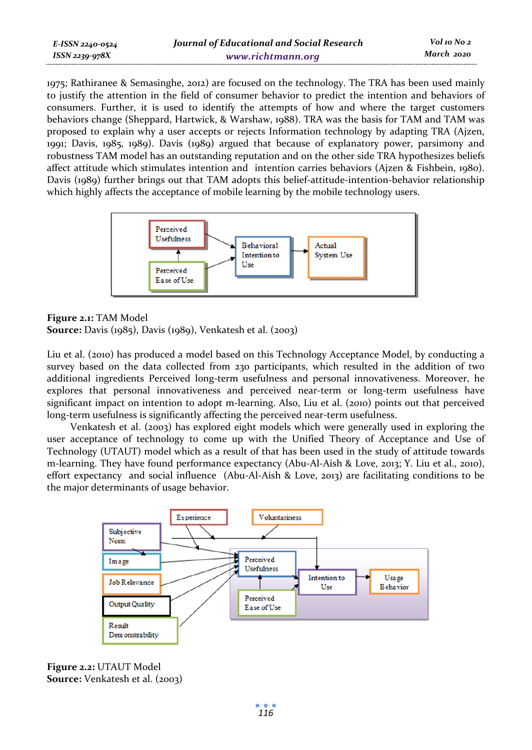1975; Rathiranee & Semasinghe, 2012) are focused on the technology. The TRA has been used mainly to justify the attention in the field of consumer behavior to predict the intention and behaviors of consumers. Further, it is used to identify the attempts of how and where the target customers behaviors change (Sheppard, Hartwick, & Warshaw, 1988). TRA was the basis for TAM and TAM was proposed to explain why a user accepts or rejects Information technology by adapting TRA (Ajzen, 1991; Davis, 1985, 1989). Davis (1989) argued that because of explanatory power, parsimony and robustness TAM model has an outstanding reputation and on the other side TRA hypothesizes beliefs affect attitude which stimulates intention and intention carries behaviors (Ajzen & Fishbein, 1980). Davis (1989) further brings out that TAM adopts this belief-attitude-intention-behavior relationship which highly affects the acceptance of mobile learning by the mobile technology users.

**Figure 2.1:** TAM Model
**Source:** Davis (1985), Davis (1989), Venkatesh et al. (2003)

Liu et al. (2010) has produced a model based on this Technology Acceptance Model, by conducting a survey based on the data collected from 230 participants, which resulted in the addition of two additional ingredients Perceived long-term usefulness and personal innovativeness. Moreover, he explores that personal innovativeness and perceived near-term or long-term usefulness have significant impact on intention to adopt m-learning. Also, Liu et al. (2010) points out that perceived long-term usefulness is significantly affecting the perceived near-term usefulness.

Venkatesh et al. (2003) has explored eight models which were generally used in exploring the user acceptance of technology to come up with the Unified Theory of Acceptance and Use of Technology (UTAUT) model which as a result of that has been used in the study of attitude towards m-learning. They have found performance expectancy (Abu-Al-Aish & Love, 2013; Y. Liu et al., 2010), effort expectancy and social influence (Abu-Al-Aish & Love, 2013) are facilitating conditions to be the major determinants of usage behavior.

**Figure 2.2:** UTAUT Model
**Source:** Venkatesh et al. (2003)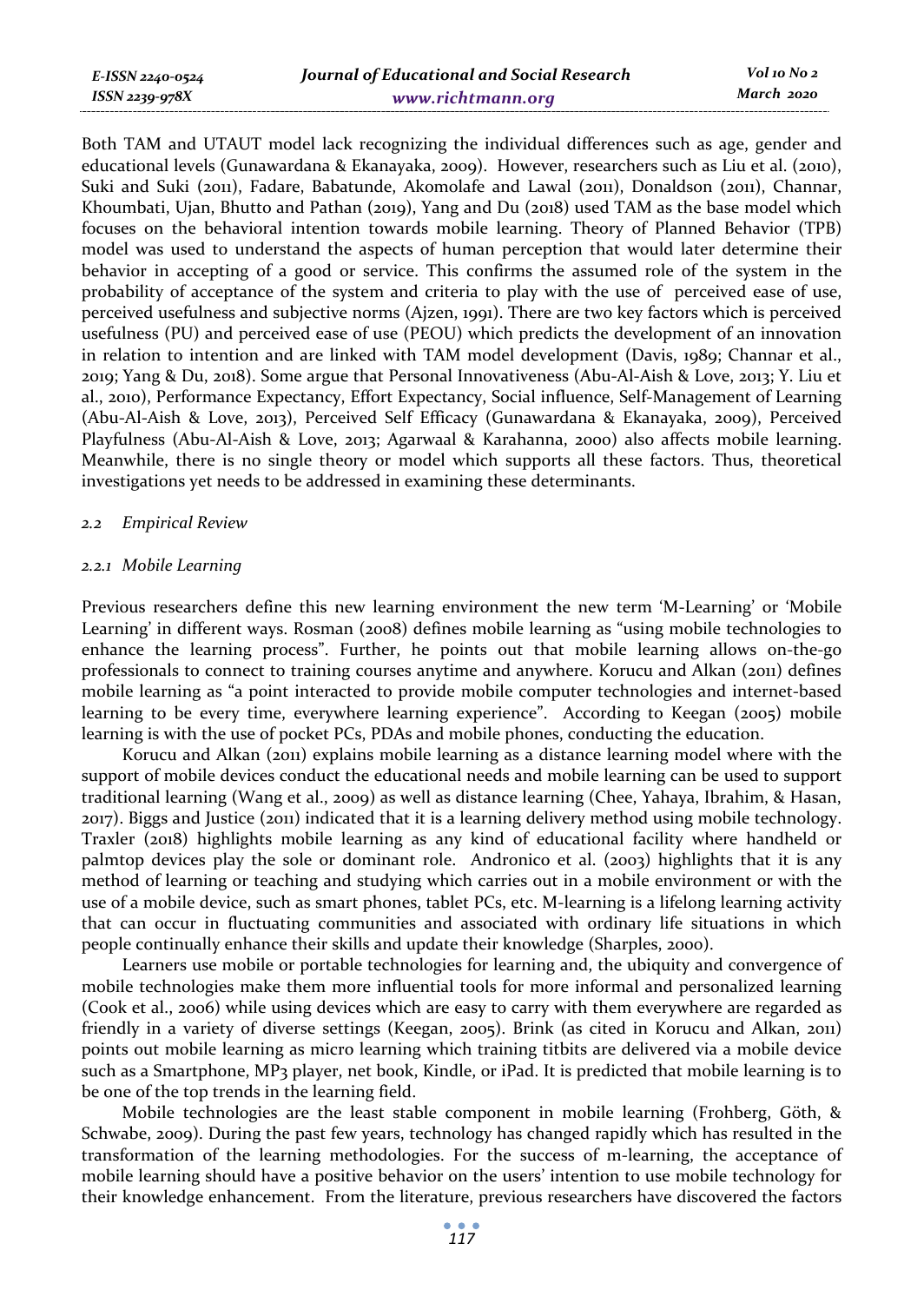Both TAM and UTAUT model lack recognizing the individual differences such as age, gender and educational levels (Gunawardana & Ekanayaka, 2009). However, researchers such as Liu et al. (2010), Suki and Suki (2011), Fadare, Babatunde, Akomolafe and Lawal (2011), Donaldson (2011), Channar, Khoumbati, Ujan, Bhutto and Pathan (2019), Yang and Du (2018) used TAM as the base model which focuses on the behavioral intention towards mobile learning. Theory of Planned Behavior (TPB) model was used to understand the aspects of human perception that would later determine their behavior in accepting of a good or service. This confirms the assumed role of the system in the probability of acceptance of the system and criteria to play with the use of perceived ease of use, perceived usefulness and subjective norms (Ajzen, 1991). There are two key factors which is perceived usefulness (PU) and perceived ease of use (PEOU) which predicts the development of an innovation in relation to intention and are linked with TAM model development (Davis, 1989; Channar et al., 2019; Yang & Du, 2018). Some argue that Personal Innovativeness (Abu-Al-Aish & Love, 2013; Y. Liu et al., 2010), Performance Expectancy, Effort Expectancy, Social influence, Self-Management of Learning (Abu-Al-Aish & Love, 2013), Perceived Self Efficacy (Gunawardana & Ekanayaka, 2009), Perceived Playfulness (Abu-Al-Aish & Love, 2013; Agarwaal & Karahanna, 2000) also affects mobile learning. Meanwhile, there is no single theory or model which supports all these factors. Thus, theoretical investigations yet needs to be addressed in examining these determinants.

### 2.2 *Empirical Review*

#### 2.2.1 *Mobile Learning*

Previous researchers define this new learning environment the new term 'M-Learning' or 'Mobile Learning' in different ways. Rosman (2008) defines mobile learning as "using mobile technologies to enhance the learning process". Further, he points out that mobile learning allows on-the-go professionals to connect to training courses anytime and anywhere. Korucu and Alkan (2011) defines mobile learning as "a point interacted to provide mobile computer technologies and internet-based learning to be every time, everywhere learning experience". According to Keegan (2005) mobile learning is with the use of pocket PCs, PDAs and mobile phones, conducting the education.

Korucu and Alkan (2011) explains mobile learning as a distance learning model where with the support of mobile devices conduct the educational needs and mobile learning can be used to support traditional learning (Wang et al., 2009) as well as distance learning (Chee, Yahaya, Ibrahim, & Hasan, 2017). Biggs and Justice (2011) indicated that it is a learning delivery method using mobile technology. Traxler (2018) highlights mobile learning as any kind of educational facility where handheld or palmtop devices play the sole or dominant role. Andronico et al. (2003) highlights that it is any method of learning or teaching and studying which carries out in a mobile environment or with the use of a mobile device, such as smart phones, tablet PCs, etc. M-learning is a lifelong learning activity that can occur in fluctuating communities and associated with ordinary life situations in which people continually enhance their skills and update their knowledge (Sharples, 2000).

Learners use mobile or portable technologies for learning and, the ubiquity and convergence of mobile technologies make them more influential tools for more informal and personalized learning (Cook et al., 2006) while using devices which are easy to carry with them everywhere are regarded as friendly in a variety of diverse settings (Keegan, 2005). Brink (as cited in Korucu and Alkan, 2011) points out mobile learning as micro learning which training titbits are delivered via a mobile device such as a Smartphone, MP3 player, net book, Kindle, or iPad. It is predicted that mobile learning is to be one of the top trends in the learning field.

Mobile technologies are the least stable component in mobile learning (Frohberg, Göth, & Schwabe, 2009). During the past few years, technology has changed rapidly which has resulted in the transformation of the learning methodologies. For the success of m-learning, the acceptance of mobile learning should have a positive behavior on the users' intention to use mobile technology for their knowledge enhancement. From the literature, previous researchers have discovered the factors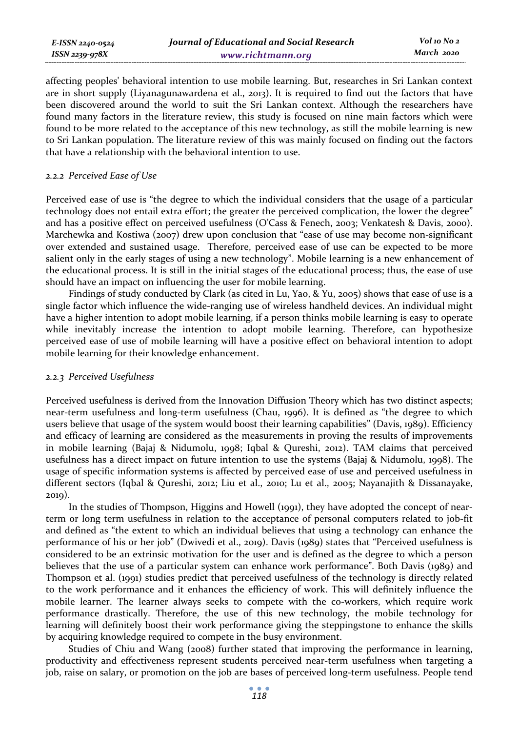affecting peoples' behavioral intention to use mobile learning. But, researches in Sri Lankan context are in short supply (Liyanagunawardena et al., 2013). It is required to find out the factors that have been discovered around the world to suit the Sri Lankan context. Although the researchers have found many factors in the literature review, this study is focused on nine main factors which were found to be more related to the acceptance of this new technology, as still the mobile learning is new to Sri Lankan population. The literature review of this was mainly focused on finding out the factors that have a relationship with the behavioral intention to use.

### *2.2.2 Perceived Ease of Use*

Perceived ease of use is "the degree to which the individual considers that the usage of a particular technology does not entail extra effort; the greater the perceived complication, the lower the degree" and has a positive effect on perceived usefulness (O'Cass & Fenech, 2003; Venkatesh & Davis, 2000). Marchewka and Kostiwa (2007) drew upon conclusion that "ease of use may become non-significant over extended and sustained usage. Therefore, perceived ease of use can be expected to be more salient only in the early stages of using a new technology". Mobile learning is a new enhancement of the educational process. It is still in the initial stages of the educational process; thus, the ease of use should have an impact on influencing the user for mobile learning.

Findings of study conducted by Clark (as cited in Lu, Yao, & Yu, 2005) shows that ease of use is a single factor which influence the wide-ranging use of wireless handheld devices. An individual might have a higher intention to adopt mobile learning, if a person thinks mobile learning is easy to operate while inevitably increase the intention to adopt mobile learning. Therefore, can hypothesize perceived ease of use of mobile learning will have a positive effect on behavioral intention to adopt mobile learning for their knowledge enhancement.

### *2.2.3 Perceived Usefulness*

Perceived usefulness is derived from the Innovation Diffusion Theory which has two distinct aspects; near-term usefulness and long-term usefulness (Chau, 1996). It is defined as "the degree to which users believe that usage of the system would boost their learning capabilities" (Davis, 1989). Efficiency and efficacy of learning are considered as the measurements in proving the results of improvements in mobile learning (Bajaj & Nidumolu, 1998; Iqbal & Qureshi, 2012). TAM claims that perceived usefulness has a direct impact on future intention to use the systems (Bajaj & Nidumolu, 1998). The usage of specific information systems is affected by perceived ease of use and perceived usefulness in different sectors (Iqbal & Qureshi, 2012; Liu et al., 2010; Lu et al., 2005; Nayanajith & Dissanayake, 2019).

In the studies of Thompson, Higgins and Howell (1991), they have adopted the concept of near-term or long term usefulness in relation to the acceptance of personal computers related to job-fit and defined as "the extent to which an individual believes that using a technology can enhance the performance of his or her job" (Dwivedi et al., 2019). Davis (1989) states that "Perceived usefulness is considered to be an extrinsic motivation for the user and is defined as the degree to which a person believes that the use of a particular system can enhance work performance". Both Davis (1989) and Thompson et al. (1991) studies predict that perceived usefulness of the technology is directly related to the work performance and it enhances the efficiency of work. This will definitely influence the mobile learner. The learner always seeks to compete with the co-workers, which require work performance drastically. Therefore, the use of this new technology, the mobile technology for learning will definitely boost their work performance giving the steppingstone to enhance the skills by acquiring knowledge required to compete in the busy environment.

Studies of Chiu and Wang (2008) further stated that improving the performance in learning, productivity and effectiveness represent students perceived near-term usefulness when targeting a job, raise on salary, or promotion on the job are bases of perceived long-term usefulness. People tend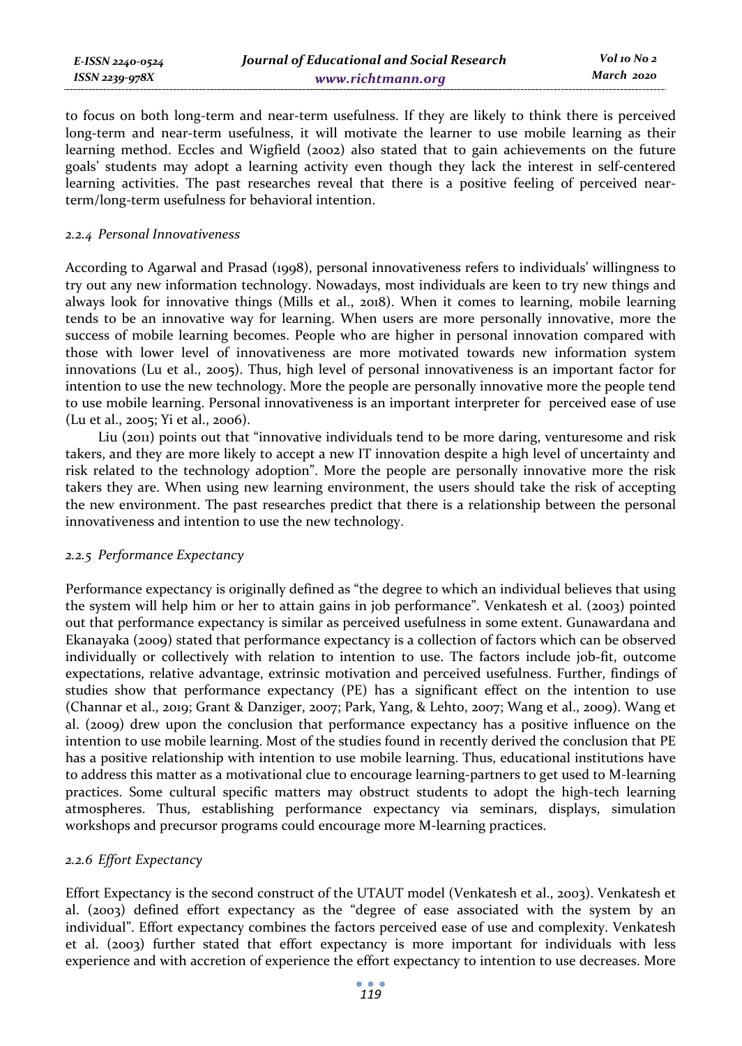to focus on both long-term and near-term usefulness. If they are likely to think there is perceived long-term and near-term usefulness, it will motivate the learner to use mobile learning as their learning method. Eccles and Wigfield (2002) also stated that to gain achievements on the future goals' students may adopt a learning activity even though they lack the interest in self-centered learning activities. The past researches reveal that there is a positive feeling of perceived near-term/long-term usefulness for behavioral intention.

#### *2.2.4 Personal Innovativeness*

According to Agarwal and Prasad (1998), personal innovativeness refers to individuals' willingness to try out any new information technology. Nowadays, most individuals are keen to try new things and always look for innovative things (Mills et al., 2018). When it comes to learning, mobile learning tends to be an innovative way for learning. When users are more personally innovative, more the success of mobile learning becomes. People who are higher in personal innovation compared with those with lower level of innovativeness are more motivated towards new information system innovations (Lu et al., 2005). Thus, high level of personal innovativeness is an important factor for intention to use the new technology. More the people are personally innovative more the people tend to use mobile learning. Personal innovativeness is an important interpreter for perceived ease of use (Lu et al., 2005; Yi et al., 2006).

Liu (2011) points out that "innovative individuals tend to be more daring, venturesome and risk takers, and they are more likely to accept a new IT innovation despite a high level of uncertainty and risk related to the technology adoption". More the people are personally innovative more the risk takers they are. When using new learning environment, the users should take the risk of accepting the new environment. The past researches predict that there is a relationship between the personal innovativeness and intention to use the new technology.

#### *2.2.5 Performance Expectancy*

Performance expectancy is originally defined as "the degree to which an individual believes that using the system will help him or her to attain gains in job performance". Venkatesh et al. (2003) pointed out that performance expectancy is similar as perceived usefulness in some extent. Gunawardana and Ekanayaka (2009) stated that performance expectancy is a collection of factors which can be observed individually or collectively with relation to intention to use. The factors include job-fit, outcome expectations, relative advantage, extrinsic motivation and perceived usefulness. Further, findings of studies show that performance expectancy (PE) has a significant effect on the intention to use (Channar et al., 2019; Grant & Danziger, 2007; Park, Yang, & Lehto, 2007; Wang et al., 2009). Wang et al. (2009) drew upon the conclusion that performance expectancy has a positive influence on the intention to use mobile learning. Most of the studies found in recently derived the conclusion that PE has a positive relationship with intention to use mobile learning. Thus, educational institutions have to address this matter as a motivational clue to encourage learning-partners to get used to M-learning practices. Some cultural specific matters may obstruct students to adopt the high-tech learning atmospheres. Thus, establishing performance expectancy via seminars, displays, simulation workshops and precursor programs could encourage more M-learning practices.

#### *2.2.6 Effort Expectancy*

Effort Expectancy is the second construct of the UTAUT model (Venkatesh et al., 2003). Venkatesh et al. (2003) defined effort expectancy as the "degree of ease associated with the system by an individual". Effort expectancy combines the factors perceived ease of use and complexity. Venkatesh et al. (2003) further stated that effort expectancy is more important for individuals with less experience and with accretion of experience the effort expectancy to intention to use decreases. More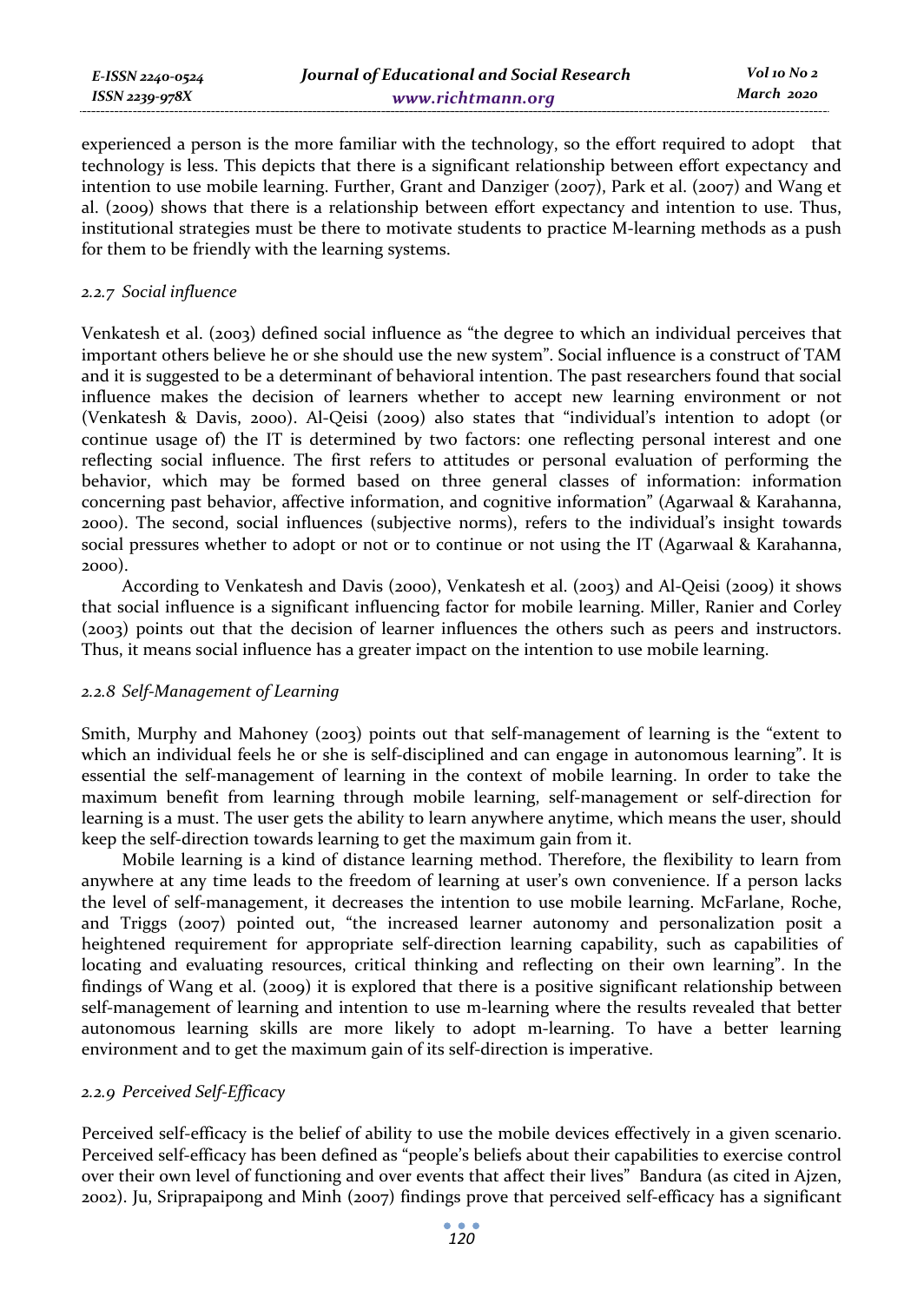experienced a person is the more familiar with the technology, so the effort required to adopt that technology is less. This depicts that there is a significant relationship between effort expectancy and intention to use mobile learning. Further, Grant and Danziger (2007), Park et al. (2007) and Wang et al. (2009) shows that there is a relationship between effort expectancy and intention to use. Thus, institutional strategies must be there to motivate students to practice M-learning methods as a push for them to be friendly with the learning systems.

#### *2.2.7 Social influence*

Venkatesh et al. (2003) defined social influence as "the degree to which an individual perceives that important others believe he or she should use the new system". Social influence is a construct of TAM and it is suggested to be a determinant of behavioral intention. The past researchers found that social influence makes the decision of learners whether to accept new learning environment or not (Venkatesh & Davis, 2000). Al-Qeisi (2009) also states that "individual's intention to adopt (or continue usage of) the IT is determined by two factors: one reflecting personal interest and one reflecting social influence. The first refers to attitudes or personal evaluation of performing the behavior, which may be formed based on three general classes of information: information concerning past behavior, affective information, and cognitive information" (Agarwaal & Karahanna, 2000). The second, social influences (subjective norms), refers to the individual's insight towards social pressures whether to adopt or not or to continue or not using the IT (Agarwaal & Karahanna, 2000).

According to Venkatesh and Davis (2000), Venkatesh et al. (2003) and Al-Qeisi (2009) it shows that social influence is a significant influencing factor for mobile learning. Miller, Ranier and Corley (2003) points out that the decision of learner influences the others such as peers and instructors. Thus, it means social influence has a greater impact on the intention to use mobile learning.

#### *2.2.8 Self-Management of Learning*

Smith, Murphy and Mahoney (2003) points out that self-management of learning is the "extent to which an individual feels he or she is self-disciplined and can engage in autonomous learning". It is essential the self-management of learning in the context of mobile learning. In order to take the maximum benefit from learning through mobile learning, self-management or self-direction for learning is a must. The user gets the ability to learn anywhere anytime, which means the user, should keep the self-direction towards learning to get the maximum gain from it.

Mobile learning is a kind of distance learning method. Therefore, the flexibility to learn from anywhere at any time leads to the freedom of learning at user's own convenience. If a person lacks the level of self-management, it decreases the intention to use mobile learning. McFarlane, Roche, and Triggs (2007) pointed out, "the increased learner autonomy and personalization posit a heightened requirement for appropriate self-direction learning capability, such as capabilities of locating and evaluating resources, critical thinking and reflecting on their own learning". In the findings of Wang et al. (2009) it is explored that there is a positive significant relationship between self-management of learning and intention to use m-learning where the results revealed that better autonomous learning skills are more likely to adopt m-learning. To have a better learning environment and to get the maximum gain of its self-direction is imperative.

#### *2.2.9 Perceived Self-Efficacy*

Perceived self-efficacy is the belief of ability to use the mobile devices effectively in a given scenario. Perceived self-efficacy has been defined as "people's beliefs about their capabilities to exercise control over their own level of functioning and over events that affect their lives" Bandura (as cited in Ajzen, 2002). Ju, Sriprapaipong and Minh (2007) findings prove that perceived self-efficacy has a significant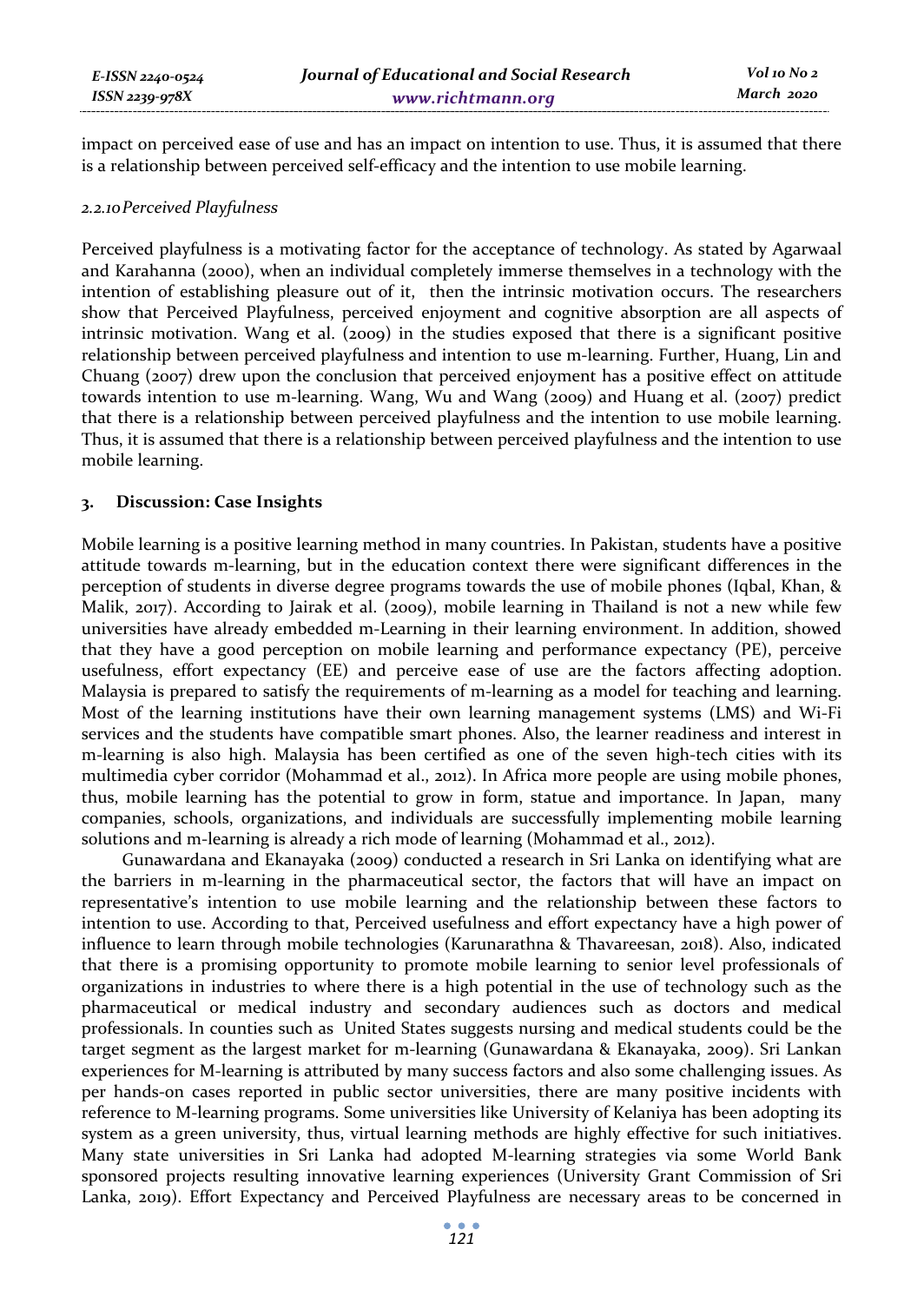impact on perceived ease of use and has an impact on intention to use. Thus, it is assumed that there is a relationship between perceived self-efficacy and the intention to use mobile learning.

### *2.2.10 Perceived Playfulness*

Perceived playfulness is a motivating factor for the acceptance of technology. As stated by Agarwaal and Karahanna (2000), when an individual completely immerse themselves in a technology with the intention of establishing pleasure out of it, then the intrinsic motivation occurs. The researchers show that Perceived Playfulness, perceived enjoyment and cognitive absorption are all aspects of intrinsic motivation. Wang et al. (2009) in the studies exposed that there is a significant positive relationship between perceived playfulness and intention to use m-learning. Further, Huang, Lin and Chuang (2007) drew upon the conclusion that perceived enjoyment has a positive effect on attitude towards intention to use m-learning. Wang, Wu and Wang (2009) and Huang et al. (2007) predict that there is a relationship between perceived playfulness and the intention to use mobile learning. Thus, it is assumed that there is a relationship between perceived playfulness and the intention to use mobile learning.

## 3. Discussion: Case Insights

Mobile learning is a positive learning method in many countries. In Pakistan, students have a positive attitude towards m-learning, but in the education context there were significant differences in the perception of students in diverse degree programs towards the use of mobile phones (Iqbal, Khan, & Malik, 2017). According to Jairak et al. (2009), mobile learning in Thailand is not a new while few universities have already embedded m-Learning in their learning environment. In addition, showed that they have a good perception on mobile learning and performance expectancy (PE), perceive usefulness, effort expectancy (EE) and perceive ease of use are the factors affecting adoption. Malaysia is prepared to satisfy the requirements of m-learning as a model for teaching and learning. Most of the learning institutions have their own learning management systems (LMS) and Wi-Fi services and the students have compatible smart phones. Also, the learner readiness and interest in m-learning is also high. Malaysia has been certified as one of the seven high-tech cities with its multimedia cyber corridor (Mohammad et al., 2012). In Africa more people are using mobile phones, thus, mobile learning has the potential to grow in form, statue and importance. In Japan, many companies, schools, organizations, and individuals are successfully implementing mobile learning solutions and m-learning is already a rich mode of learning (Mohammad et al., 2012).

Gunawardana and Ekanayaka (2009) conducted a research in Sri Lanka on identifying what are the barriers in m-learning in the pharmaceutical sector, the factors that will have an impact on representative's intention to use mobile learning and the relationship between these factors to intention to use. According to that, Perceived usefulness and effort expectancy have a high power of influence to learn through mobile technologies (Karunarathna & Thavareesan, 2018). Also, indicated that there is a promising opportunity to promote mobile learning to senior level professionals of organizations in industries to where there is a high potential in the use of technology such as the pharmaceutical or medical industry and secondary audiences such as doctors and medical professionals. In counties such as United States suggests nursing and medical students could be the target segment as the largest market for m-learning (Gunawardana & Ekanayaka, 2009). Sri Lankan experiences for M-learning is attributed by many success factors and also some challenging issues. As per hands-on cases reported in public sector universities, there are many positive incidents with reference to M-learning programs. Some universities like University of Kelaniya has been adopting its system as a green university, thus, virtual learning methods are highly effective for such initiatives. Many state universities in Sri Lanka had adopted M-learning strategies via some World Bank sponsored projects resulting innovative learning experiences (University Grant Commission of Sri Lanka, 2019). Effort Expectancy and Perceived Playfulness are necessary areas to be concerned in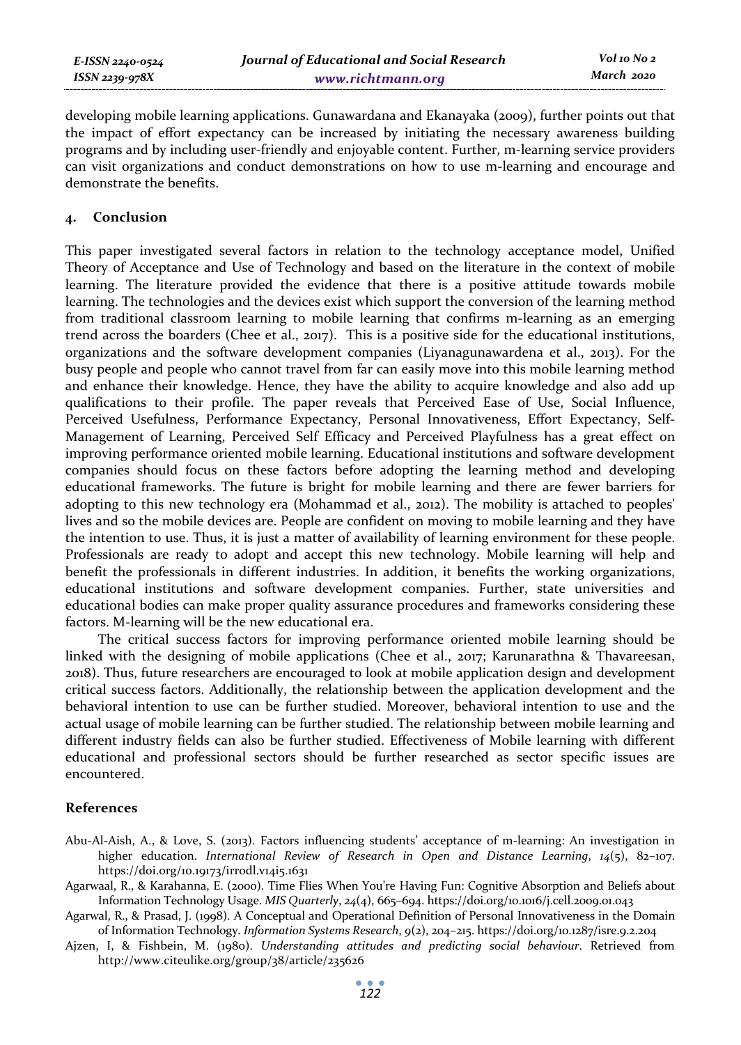developing mobile learning applications. Gunawardana and Ekanayaka (2009), further points out that the impact of effort expectancy can be increased by initiating the necessary awareness building programs and by including user-friendly and enjoyable content. Further, m-learning service providers can visit organizations and conduct demonstrations on how to use m-learning and encourage and demonstrate the benefits.

## 4. Conclusion

This paper investigated several factors in relation to the technology acceptance model, Unified Theory of Acceptance and Use of Technology and based on the literature in the context of mobile learning. The literature provided the evidence that there is a positive attitude towards mobile learning. The technologies and the devices exist which support the conversion of the learning method from traditional classroom learning to mobile learning that confirms m-learning as an emerging trend across the boarders (Chee et al., 2017). This is a positive side for the educational institutions, organizations and the software development companies (Liyanagunawardena et al., 2013). For the busy people and people who cannot travel from far can easily move into this mobile learning method and enhance their knowledge. Hence, they have the ability to acquire knowledge and also add up qualifications to their profile. The paper reveals that Perceived Ease of Use, Social Influence, Perceived Usefulness, Performance Expectancy, Personal Innovativeness, Effort Expectancy, Self-Management of Learning, Perceived Self Efficacy and Perceived Playfulness has a great effect on improving performance oriented mobile learning. Educational institutions and software development companies should focus on these factors before adopting the learning method and developing educational frameworks. The future is bright for mobile learning and there are fewer barriers for adopting to this new technology era (Mohammad et al., 2012). The mobility is attached to peoples' lives and so the mobile devices are. People are confident on moving to mobile learning and they have the intention to use. Thus, it is just a matter of availability of learning environment for these people. Professionals are ready to adopt and accept this new technology. Mobile learning will help and benefit the professionals in different industries. In addition, it benefits the working organizations, educational institutions and software development companies. Further, state universities and educational bodies can make proper quality assurance procedures and frameworks considering these factors. M-learning will be the new educational era.

The critical success factors for improving performance oriented mobile learning should be linked with the designing of mobile applications (Chee et al., 2017; Karunarathna & Thavareesan, 2018). Thus, future researchers are encouraged to look at mobile application design and development critical success factors. Additionally, the relationship between the application development and the behavioral intention to use can be further studied. Moreover, behavioral intention to use and the actual usage of mobile learning can be further studied. The relationship between mobile learning and different industry fields can also be further studied. Effectiveness of Mobile learning with different educational and professional sectors should be further researched as sector specific issues are encountered.

## References

Abu-Al-Aish, A., & Love, S. (2013). Factors influencing students' acceptance of m-learning: An investigation in higher education. *International Review of Research in Open and Distance Learning*, *14*(5), 82–107. https://doi.org/10.19173/irrodl.v14i5.1631

Agarwaal, R., & Karahanna, E. (2000). Time Flies When You're Having Fun: Cognitive Absorption and Beliefs about Information Technology Usage. *MIS Quarterly*, *24*(4), 665–694. https://doi.org/10.1016/j.cell.2009.01.043

Agarwal, R., & Prasad, J. (1998). A Conceptual and Operational Definition of Personal Innovativeness in the Domain of Information Technology. *Information Systems Research*, *9*(2), 204–215. https://doi.org/10.1287/isre.9.2.204

Ajzen, I, & Fishbein, M. (1980). *Understanding attitudes and predicting social behaviour*. Retrieved from http://www.citeulike.org/group/38/article/235626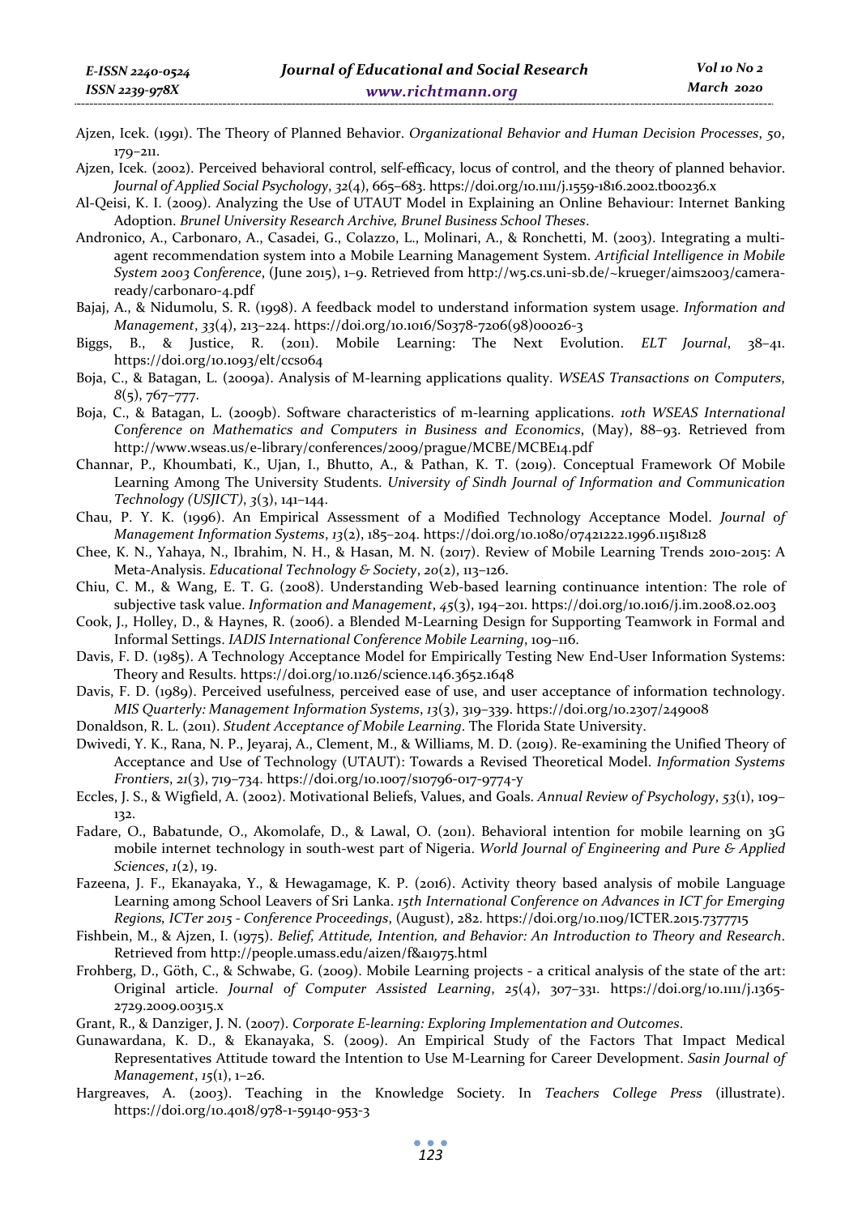Ajzen, Icek. (1991). The Theory of Planned Behavior. *Organizational Behavior and Human Decision Processes*, *50*, 179–211.

Ajzen, Icek. (2002). Perceived behavioral control, self-efficacy, locus of control, and the theory of planned behavior. *Journal of Applied Social Psychology*, *32*(4), 665–683. https://doi.org/10.1111/j.1559-1816.2002.tb00236.x

Al-Qeisi, K. I. (2009). Analyzing the Use of UTAUT Model in Explaining an Online Behaviour: Internet Banking Adoption. *Brunel University Research Archive, Brunel Business School Theses*.

Andronico, A., Carbonaro, A., Casadei, G., Colazzo, L., Molinari, A., & Ronchetti, M. (2003). Integrating a multi-agent recommendation system into a Mobile Learning Management System. *Artificial Intelligence in Mobile System 2003 Conference*, (June 2015), 1–9. Retrieved from http://w5.cs.uni-sb.de/~krueger/aims2003/camera-ready/carbonaro-4.pdf

Bajaj, A., & Nidumolu, S. R. (1998). A feedback model to understand information system usage. *Information and Management*, *33*(4), 213–224. https://doi.org/10.1016/S0378-7206(98)00026-3

Biggs, B., & Justice, R. (2011). Mobile Learning: The Next Evolution. *ELT Journal*, 38–41. https://doi.org/10.1093/elt/ccs064

Boja, C., & Batagan, L. (2009a). Analysis of M-learning applications quality. *WSEAS Transactions on Computers*, *8*(5), 767–777.

Boja, C., & Batagan, L. (2009b). Software characteristics of m-learning applications. *10th WSEAS International Conference on Mathematics and Computers in Business and Economics*, (May), 88–93. Retrieved from http://www.wseas.us/e-library/conferences/2009/prague/MCBE/MCBE14.pdf

Channar, P., Khoumbati, K., Ujan, I., Bhutto, A., & Pathan, K. T. (2019). Conceptual Framework Of Mobile Learning Among The University Students. *University of Sindh Journal of Information and Communication Technology (USJICT)*, *3*(3), 141–144.

Chau, P. Y. K. (1996). An Empirical Assessment of a Modified Technology Acceptance Model. *Journal of Management Information Systems*, *13*(2), 185–204. https://doi.org/10.1080/07421222.1996.11518128

Chee, K. N., Yahaya, N., Ibrahim, N. H., & Hasan, M. N. (2017). Review of Mobile Learning Trends 2010-2015: A Meta-Analysis. *Educational Technology & Society*, *20*(2), 113–126.

Chiu, C. M., & Wang, E. T. G. (2008). Understanding Web-based learning continuance intention: The role of subjective task value. *Information and Management*, *45*(3), 194–201. https://doi.org/10.1016/j.im.2008.02.003

Cook, J., Holley, D., & Haynes, R. (2006). a Blended M-Learning Design for Supporting Teamwork in Formal and Informal Settings. *IADIS International Conference Mobile Learning*, 109–116.

Davis, F. D. (1985). A Technology Acceptance Model for Empirically Testing New End-User Information Systems: Theory and Results. https://doi.org/10.1126/science.146.3652.1648

Davis, F. D. (1989). Perceived usefulness, perceived ease of use, and user acceptance of information technology. *MIS Quarterly: Management Information Systems*, *13*(3), 319–339. https://doi.org/10.2307/249008

Donaldson, R. L. (2011). *Student Acceptance of Mobile Learning*. The Florida State University.

Dwivedi, Y. K., Rana, N. P., Jeyaraj, A., Clement, M., & Williams, M. D. (2019). Re-examining the Unified Theory of Acceptance and Use of Technology (UTAUT): Towards a Revised Theoretical Model. *Information Systems Frontiers*, *21*(3), 719–734. https://doi.org/10.1007/s10796-017-9774-y

Eccles, J. S., & Wigfield, A. (2002). Motivational Beliefs, Values, and Goals. *Annual Review of Psychology*, *53*(1), 109–132.

Fadare, O., Babatunde, O., Akomolafe, D., & Lawal, O. (2011). Behavioral intention for mobile learning on 3G mobile internet technology in south-west part of Nigeria. *World Journal of Engineering and Pure & Applied Sciences*, *1*(2), 19.

Fazeena, J. F., Ekanayaka, Y., & Hewagamage, K. P. (2016). Activity theory based analysis of mobile Language Learning among School Leavers of Sri Lanka. *15th International Conference on Advances in ICT for Emerging Regions, ICTer 2015 - Conference Proceedings*, (August), 282. https://doi.org/10.1109/ICTER.2015.7377715

Fishbein, M., & Ajzen, I. (1975). *Belief, Attitude, Intention, and Behavior: An Introduction to Theory and Research*. Retrieved from http://people.umass.edu/aizen/f&a1975.html

Frohberg, D., Göth, C., & Schwabe, G. (2009). Mobile Learning projects - a critical analysis of the state of the art: Original article. *Journal of Computer Assisted Learning*, *25*(4), 307–331. https://doi.org/10.1111/j.1365-2729.2009.00315.x

Grant, R., & Danziger, J. N. (2007). *Corporate E-learning: Exploring Implementation and Outcomes*.

Gunawardana, K. D., & Ekanayaka, S. (2009). An Empirical Study of the Factors That Impact Medical Representatives Attitude toward the Intention to Use M-Learning for Career Development. *Sasin Journal of Management*, *15*(1), 1–26.

Hargreaves, A. (2003). Teaching in the Knowledge Society. In *Teachers College Press* (illustrate). https://doi.org/10.4018/978-1-59140-953-3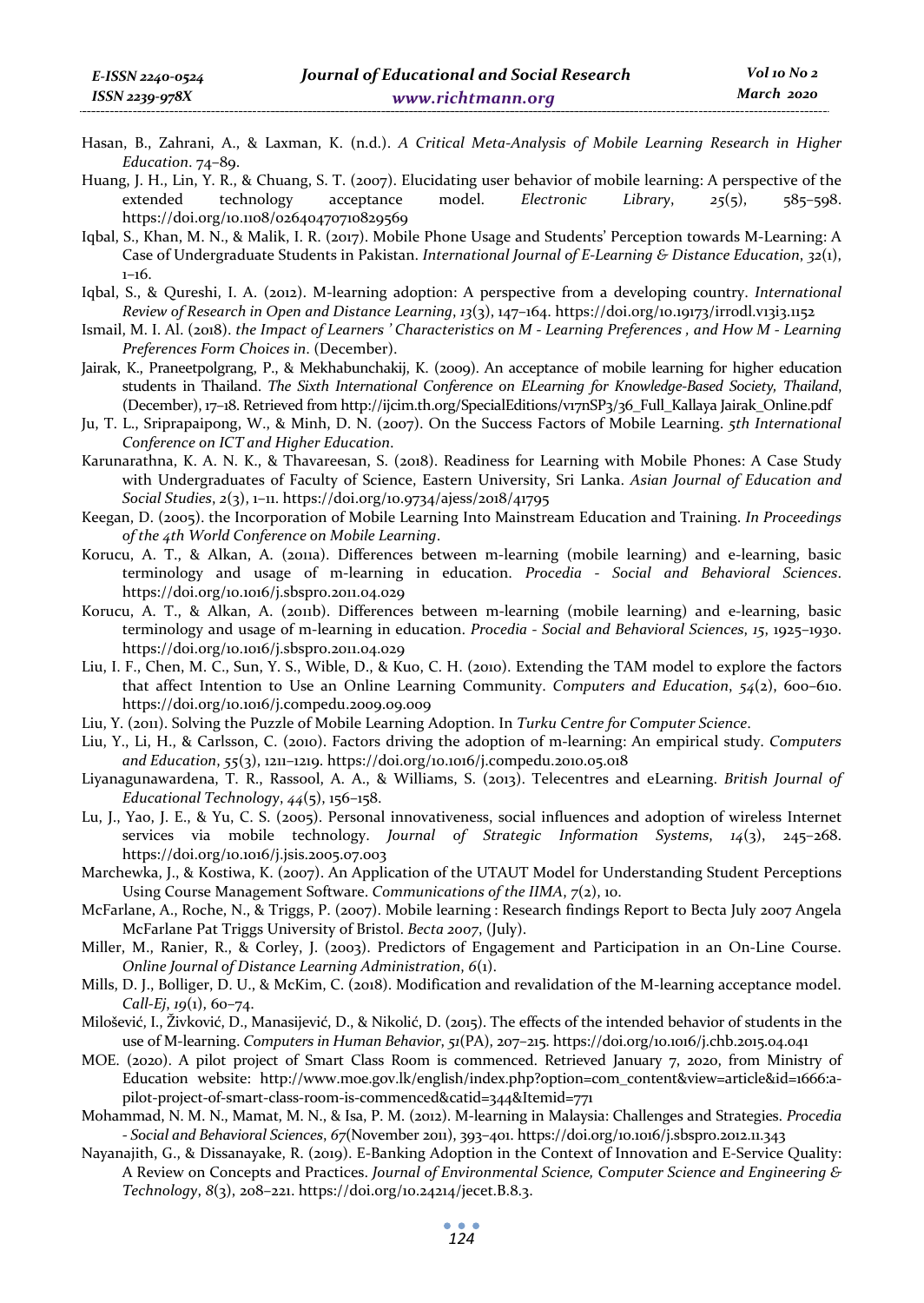Hasan, B., Zahrani, A., & Laxman, K. (n.d.). *A Critical Meta-Analysis of Mobile Learning Research in Higher Education*. 74–89.

Huang, J. H., Lin, Y. R., & Chuang, S. T. (2007). Elucidating user behavior of mobile learning: A perspective of the extended technology acceptance model. *Electronic Library*, *25*(5), 585–598. https://doi.org/10.1108/02640470710829569

Iqbal, S., Khan, M. N., & Malik, I. R. (2017). Mobile Phone Usage and Students' Perception towards M-Learning: A Case of Undergraduate Students in Pakistan. *International Journal of E-Learning & Distance Education*, *32*(1), 1–16.

Iqbal, S., & Qureshi, I. A. (2012). M-learning adoption: A perspective from a developing country. *International Review of Research in Open and Distance Learning*, *13*(3), 147–164. https://doi.org/10.19173/irrodl.v13i3.1152

Ismail, M. I. Al. (2018). *the Impact of Learners ' Characteristics on M - Learning Preferences , and How M - Learning Preferences Form Choices in*. (December).

Jairak, K., Praneetpolgrang, P., & Mekhabunchakij, K. (2009). An acceptance of mobile learning for higher education students in Thailand. *The Sixth International Conference on ELearning for Knowledge-Based Society, Thailand*, (December), 17–18. Retrieved from http://ijcim.th.org/SpecialEditions/v17nSP3/36_Full_Kallaya Jairak_Online.pdf

Ju, T. L., Sriprapaipong, W., & Minh, D. N. (2007). On the Success Factors of Mobile Learning. *5th International Conference on ICT and Higher Education*.

Karunarathna, K. A. N. K., & Thavareesan, S. (2018). Readiness for Learning with Mobile Phones: A Case Study with Undergraduates of Faculty of Science, Eastern University, Sri Lanka. *Asian Journal of Education and Social Studies*, *2*(3), 1–11. https://doi.org/10.9734/ajess/2018/41795

Keegan, D. (2005). the Incorporation of Mobile Learning Into Mainstream Education and Training. *In Proceedings of the 4th World Conference on Mobile Learning*.

Korucu, A. T., & Alkan, A. (2011a). Differences between m-learning (mobile learning) and e-learning, basic terminology and usage of m-learning in education. *Procedia - Social and Behavioral Sciences*. https://doi.org/10.1016/j.sbspro.2011.04.029

Korucu, A. T., & Alkan, A. (2011b). Differences between m-learning (mobile learning) and e-learning, basic terminology and usage of m-learning in education. *Procedia - Social and Behavioral Sciences*, *15*, 1925–1930. https://doi.org/10.1016/j.sbspro.2011.04.029

Liu, I. F., Chen, M. C., Sun, Y. S., Wible, D., & Kuo, C. H. (2010). Extending the TAM model to explore the factors that affect Intention to Use an Online Learning Community. *Computers and Education*, *54*(2), 600–610. https://doi.org/10.1016/j.compedu.2009.09.009

Liu, Y. (2011). Solving the Puzzle of Mobile Learning Adoption. In *Turku Centre for Computer Science*.

Liu, Y., Li, H., & Carlsson, C. (2010). Factors driving the adoption of m-learning: An empirical study. *Computers and Education*, *55*(3), 1211–1219. https://doi.org/10.1016/j.compedu.2010.05.018

Liyanagunawardena, T. R., Rassool, A. A., & Williams, S. (2013). Telecentres and eLearning. *British Journal of Educational Technology*, *44*(5), 156–158.

Lu, J., Yao, J. E., & Yu, C. S. (2005). Personal innovativeness, social influences and adoption of wireless Internet services via mobile technology. *Journal of Strategic Information Systems*, *14*(3), 245–268. https://doi.org/10.1016/j.jsis.2005.07.003

Marchewka, J., & Kostiwa, K. (2007). An Application of the UTAUT Model for Understanding Student Perceptions Using Course Management Software. *Communications of the IIMA*, *7*(2), 10.

McFarlane, A., Roche, N., & Triggs, P. (2007). Mobile learning : Research findings Report to Becta July 2007 Angela McFarlane Pat Triggs University of Bristol. *Becta 2007*, (July).

Miller, M., Ranier, R., & Corley, J. (2003). Predictors of Engagement and Participation in an On-Line Course. *Online Journal of Distance Learning Administration*, *6*(1).

Mills, D. J., Bolliger, D. U., & McKim, C. (2018). Modification and revalidation of the M-learning acceptance model. *Call-Ej*, *19*(1), 60–74.

Milošević, I., Živković, D., Manasijević, D., & Nikolić, D. (2015). The effects of the intended behavior of students in the use of M-learning. *Computers in Human Behavior*, *51*(PA), 207–215. https://doi.org/10.1016/j.chb.2015.04.041

MOE. (2020). A pilot project of Smart Class Room is commenced. Retrieved January 7, 2020, from Ministry of Education website: http://www.moe.gov.lk/english/index.php?option=com_content&view=article&id=1666:a-pilot-project-of-smart-class-room-is-commenced&catid=344&Itemid=771

Mohammad, N. M. N., Mamat, M. N., & Isa, P. M. (2012). M-learning in Malaysia: Challenges and Strategies. *Procedia - Social and Behavioral Sciences*, *67*(November 2011), 393–401. https://doi.org/10.1016/j.sbspro.2012.11.343

Nayanajith, G., & Dissanayake, R. (2019). E-Banking Adoption in the Context of Innovation and E-Service Quality: A Review on Concepts and Practices. *Journal of Environmental Science, Computer Science and Engineering & Technology*, *8*(3), 208–221. https://doi.org/10.24214/jecet.B.8.3.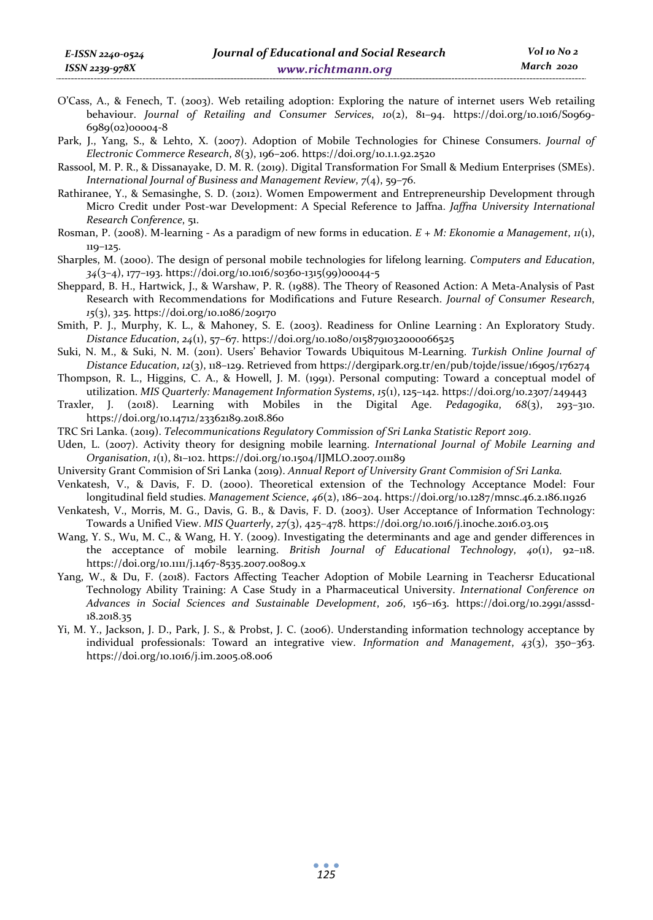O'Cass, A., & Fenech, T. (2003). Web retailing adoption: Exploring the nature of internet users Web retailing behaviour. *Journal of Retailing and Consumer Services*, *10*(2), 81–94. https://doi.org/10.1016/S0969-6989(02)00004-8

Park, J., Yang, S., & Lehto, X. (2007). Adoption of Mobile Technologies for Chinese Consumers. *Journal of Electronic Commerce Research*, *8*(3), 196–206. https://doi.org/10.1.1.92.2520

Rassool, M. P. R., & Dissanayake, D. M. R. (2019). Digital Transformation For Small & Medium Enterprises (SMEs). *International Journal of Business and Management Review*, *7*(4), 59–76.

Rathiranee, Y., & Semasinghe, S. D. (2012). Women Empowerment and Entrepreneurship Development through Micro Credit under Post-war Development: A Special Reference to Jaffna. *Jaffna University International Research Conference*, 51.

Rosman, P. (2008). M-learning - As a paradigm of new forms in education. *E + M: Ekonomie a Management*, *11*(1), 119–125.

Sharples, M. (2000). The design of personal mobile technologies for lifelong learning. *Computers and Education*, *34*(3–4), 177–193. https://doi.org/10.1016/s0360-1315(99)00044-5

Sheppard, B. H., Hartwick, J., & Warshaw, P. R. (1988). The Theory of Reasoned Action: A Meta-Analysis of Past Research with Recommendations for Modifications and Future Research. *Journal of Consumer Research*, *15*(3), 325. https://doi.org/10.1086/209170

Smith, P. J., Murphy, K. L., & Mahoney, S. E. (2003). Readiness for Online Learning : An Exploratory Study. *Distance Education*, *24*(1), 57–67. https://doi.org/10.1080/0158791032000066525

Suki, N. M., & Suki, N. M. (2011). Users' Behavior Towards Ubiquitous M-Learning. *Turkish Online Journal of Distance Education*, *12*(3), 118–129. Retrieved from https://dergipark.org.tr/en/pub/tojde/issue/16905/176274

Thompson, R. L., Higgins, C. A., & Howell, J. M. (1991). Personal computing: Toward a conceptual model of utilization. *MIS Quarterly: Management Information Systems*, *15*(1), 125–142. https://doi.org/10.2307/249443

Traxler, J. (2018). Learning with Mobiles in the Digital Age. *Pedagogika*, *68*(3), 293–310. https://doi.org/10.14712/23362189.2018.860

TRC Sri Lanka. (2019). *Telecommunications Regulatory Commission of Sri Lanka Statistic Report 2019*.

Uden, L. (2007). Activity theory for designing mobile learning. *International Journal of Mobile Learning and Organisation*, *1*(1), 81–102. https://doi.org/10.1504/IJMLO.2007.011189

University Grant Commision of Sri Lanka (2019). *Annual Report of University Grant Commision of Sri Lanka.*

Venkatesh, V., & Davis, F. D. (2000). Theoretical extension of the Technology Acceptance Model: Four longitudinal field studies. *Management Science*, *46*(2), 186–204. https://doi.org/10.1287/mnsc.46.2.186.11926

Venkatesh, V., Morris, M. G., Davis, G. B., & Davis, F. D. (2003). User Acceptance of Information Technology: Towards a Unified View. *MIS Quarterly*, *27*(3), 425–478. https://doi.org/10.1016/j.inoche.2016.03.015

Wang, Y. S., Wu, M. C., & Wang, H. Y. (2009). Investigating the determinants and age and gender differences in the acceptance of mobile learning. *British Journal of Educational Technology*, *40*(1), 92–118. https://doi.org/10.1111/j.1467-8535.2007.00809.x

Yang, W., & Du, F. (2018). Factors Affecting Teacher Adoption of Mobile Learning in Teachersr Educational Technology Ability Training: A Case Study in a Pharmaceutical University. *International Conference on Advances in Social Sciences and Sustainable Development*, *206*, 156–163. https://doi.org/10.2991/asssd-18.2018.35

Yi, M. Y., Jackson, J. D., Park, J. S., & Probst, J. C. (2006). Understanding information technology acceptance by individual professionals: Toward an integrative view. *Information and Management*, *43*(3), 350–363. https://doi.org/10.1016/j.im.2005.08.006